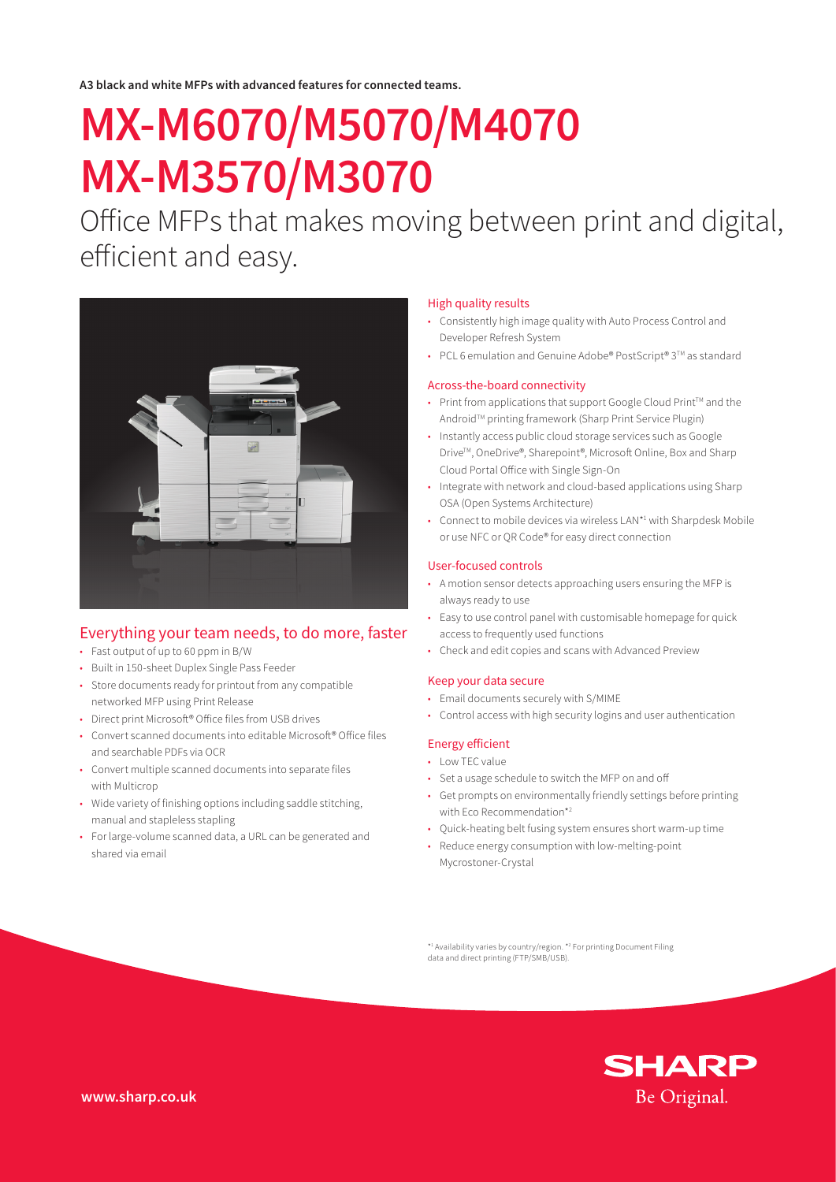**A3 black and white MFPs with advanced features for connected teams.**

# MX-M6070/M5070/M4070 MX-M3570/M3070

Office MFPs that makes moving between print and digital, efficient and easy.

## Everything your team needs, to do more, faster

- Fast output of up to 60 ppm in B/W
- Built in 150-sheet Duplex Single Pass Feeder
- Store documents ready for printout from any compatible networked MFP using Print Release
- Direct print Microsoft® Office files from USB drives
- Convert scanned documents into editable Microsoft® Office files and searchable PDFs via OCR
- Convert multiple scanned documents into separate files with Multicrop
- Wide variety of finishing options including saddle stitching, manual and stapleless stapling
- For large-volume scanned data, a URL can be generated and shared via email

### High quality results

- Consistently high image quality with Auto Process Control and Developer Refresh System
- PCL 6 emulation and Genuine Adobe® PostScript® 3™ as standard

### Across-the-board connectivity

- Print from applications that support Google Cloud Print™ and the Android™ printing framework (Sharp Print Service Plugin)
- Instantly access public cloud storage services such as Google Drive™, OneDrive®, Sharepoint®, Microsoft Online, Box and Sharp Cloud Portal Office with Single Sign-On
- Integrate with network and cloud-based applications using Sharp OSA (Open Systems Architecture)
- Connect to mobile devices via wireless LAN*[1] with Sharpdesk Mobile or use NFC or QR Code® for easy direct connection

### User-focused controls

- A motion sensor detects approaching users ensuring the MFP is always ready to use
- Easy to use control panel with customisable homepage for quick access to frequently used functions
- Check and edit copies and scans with Advanced Preview

### Keep your data secure

- Email documents securely with S/MIME
- Control access with high security logins and user authentication

### Energy efficient

- Low TEC value
- Set a usage schedule to switch the MFP on and off
- Get prompts on environmentally friendly settings before printing with Eco Recommendation*[2]
- Quick-heating belt fusing system ensures short warm-up time
- Reduce energy consumption with low-melting-point Mycrostoner-Crystal

*[1] Availability varies by country/region. *[2] For printing Document Filing data and direct printing (FTP/SMB/USB).

SHARP
Be Original.

www.sharp.co.uk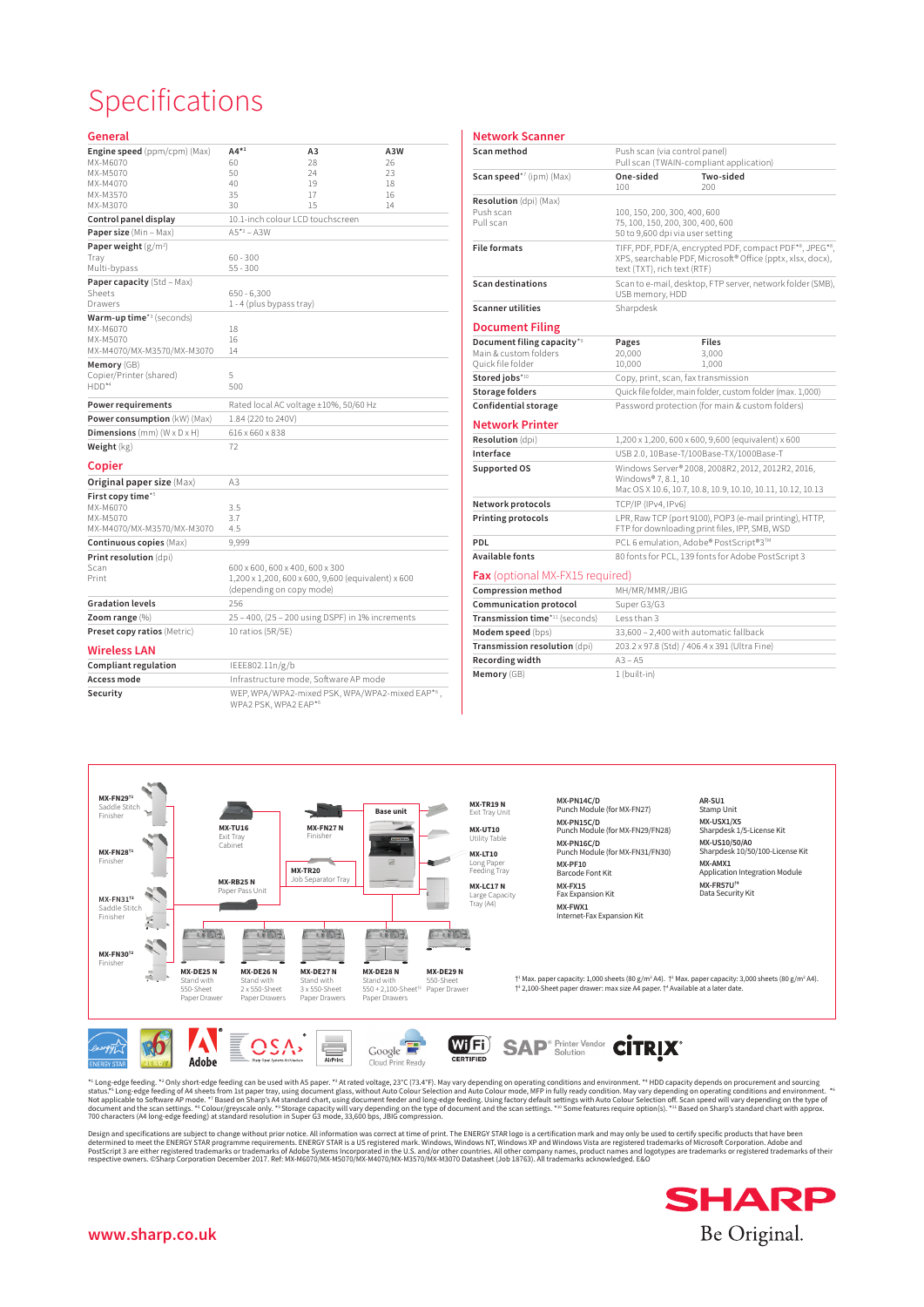# Specifications

## General

| | | | |
|---|---|---|---|
| **Engine speed** (ppm/cpm) (Max) | A4[*1] | A3 | A3W |
| MX-M6070 | 60 | 28 | 26 |
| MX-M5070 | 50 | 24 | 23 |
| MX-M4070 | 40 | 19 | 18 |
| MX-M3570 | 35 | 17 | 16 |
| MX-M3070 | 30 | 15 | 14 |
| **Control panel display** | 10.1-inch colour LCD touchscreen | | |
| **Paper size** (Min – Max) | A5[*2] – A3W | | |
| **Paper weight** (g/m²) | | | |
| Tray | 60 - 300 | | |
| Multi-bypass | 55 - 300 | | |
| **Paper capacity** (Std – Max) | | | |
| Sheets | 650 - 6,300 | | |
| Drawers | 1 - 4 (plus bypass tray) | | |
| **Warm-up time**[*3] (seconds) | | | |
| MX-M6070 | 18 | | |
| MX-M5070 | 16 | | |
| MX-M4070/MX-M3570/MX-M3070 | 14 | | |
| **Memory** (GB) | | | |
| Copier/Printer (shared) | 5 | | |
| HDD[*4] | 500 | | |
| **Power requirements** | Rated local AC voltage ±10%, 50/60 Hz | | |
| **Power consumption** (kW) (Max) | 1.84 (220 to 240V) | | |
| **Dimensions** (mm) (W x D x H) | 616 x 660 x 838 | | |
| **Weight** (kg) | 72 | | |

## Copier

| | |
|---|---|
| **Original paper size** (Max) | A3 |
| **First copy time**[*5] | |
| MX-M6070 | 3.5 |
| MX-M5070 | 3.7 |
| MX-M4070/MX-M3570/MX-M3070 | 4.5 |
| **Continuous copies** (Max) | 9,999 |
| **Print resolution** (dpi) | |
| Scan | 600 x 600, 600 x 400, 600 x 300 |
| Print | 1,200 x 1,200, 600 x 600, 9,600 (equivalent) x 600 (depending on copy mode) |
| **Gradation levels** | 256 |
| **Zoom range** (%) | 25 – 400, (25 – 200 using DSPF) in 1% increments |
| **Preset copy ratios** (Metric) | 10 ratios (5R/5E) |

## Wireless LAN

| | |
|---|---|
| **Compliant regulation** | IEEE802.11n/g/b |
| **Access mode** | Infrastructure mode, Software AP mode |
| **Security** | WEP, WPA/WPA2-mixed PSK, WPA/WPA2-mixed EAP[*6], WPA2 PSK, WPA2 EAP[*6] |

## Network Scanner

| | | |
|---|---|---|
| **Scan method** | Push scan (via control panel) Pull scan (TWAIN-compliant application) | |
| **Scan speed**[*7] (ipm) (Max) | One-sided | Two-sided |
| | 100 | 200 |
| **Resolution** (dpi) (Max) | | |
| Push scan | 100, 150, 200, 300, 400, 600 | |
| Pull scan | 75, 100, 150, 200, 300, 400, 600 50 to 9,600 dpi via user setting | |
| **File formats** | TIFF, PDF, PDF/A, encrypted PDF, compact PDF[*8], JPEG[*8], XPS, searchable PDF, Microsoft® Office (pptx, xlsx, docx), text (TXT), rich text (RTF) | |
| **Scan destinations** | Scan to e-mail, desktop, FTP server, network folder (SMB), USB memory, HDD | |
| **Scanner utilities** | Sharpdesk | |

## Document Filing

| | | |
|---|---|---|
| **Document filing capacity**[*9] | Pages | Files |
| Main & custom folders | 20,000 | 3,000 |
| Quick file folder | 10,000 | 1,000 |
| **Stored jobs**[*10] | Copy, print, scan, fax transmission | |
| **Storage folders** | Quick file folder, main folder, custom folder (max. 1,000) | |
| **Confidential storage** | Password protection (for main & custom folders) | |

## Network Printer

| | |
|---|---|
| **Resolution** (dpi) | 1,200 x 1,200, 600 x 600, 9,600 (equivalent) x 600 |
| **Interface** | USB 2.0, 10Base-T/100Base-TX/1000Base-T |
| **Supported OS** | Windows Server® 2008, 2008R2, 2012, 2012R2, 2016, Windows® 7, 8.1, 10 Mac OS X 10.6, 10.7, 10.8, 10.9, 10.10, 10.11, 10.12, 10.13 |
| **Network protocols** | TCP/IP (IPv4, IPv6) |
| **Printing protocols** | LPR, Raw TCP (port 9100), POP3 (e-mail printing), HTTP, FTP for downloading print files, IPP, SMB, WSD |
| **PDL** | PCL 6 emulation, Adobe® PostScript®3™ |
| **Available fonts** | 80 fonts for PCL, 139 fonts for Adobe PostScript 3 |

## Fax (optional MX-FX15 required)

| | |
|---|---|
| **Compression method** | MH/MR/MMR/JBIG |
| **Communication protocol** | Super G3/G3 |
| **Transmission time**[*11] (seconds) | Less than 3 |
| **Modem speed** (bps) | 33,600 – 2,400 with automatic fallback |
| **Transmission resolution** (dpi) | 203.2 x 97.8 (Std) / 406.4 x 391 (Ultra Fine) |
| **Recording width** | A3 – A5 |
| **Memory** (GB) | 1 (built-in) |

MX-FN29[†1] Saddle Stitch Finisher

MX-FN28[†1] Finisher

MX-FN31[†2] Saddle Stitch Finisher

MX-FN30[†2] Finisher

MX-TU16 Exit Tray Cabinet

MX-FN27 N Finisher

MX-RB25 N Paper Pass Unit

MX-TR20 Job Separator Tray

Base unit

MX-TR19 N Exit Tray Unit

MX-UT10 Utility Table

MX-LT10 Long Paper Feeding Tray

MX-LC17 N Large Capacity Tray (A4)

MX-DE25 N Stand with 550-Sheet Paper Drawer

MX-DE26 N Stand with 2 x 550-Sheet Paper Drawers

MX-DE27 N Stand with 3 x 550-Sheet Paper Drawers

MX-DE28 N Stand with 550 + 2,100-Sheet[†3] Paper Drawers

MX-DE29 N 550-Sheet Paper Drawer

MX-PN14C/D Punch Module (for MX-FN27)

MX-PN15C/D Punch Module (for MX-FN29/FN28)

MX-PN16C/D Punch Module (for MX-FN31/FN30)

MX-PF10 Barcode Font Kit

MX-FX15 Fax Expansion Kit

MX-FWX1 Internet-Fax Expansion Kit

AR-SU1 Stamp Unit

MX-USX1/X5 Sharpdesk 1/5-License Kit

MX-US10/50/A0 Sharpdesk 10/50/100-License Kit

MX-AMX1 Application Integration Module

MX-FR57U[†4] Data Security Kit

†1 Max. paper capacity: 1,000 sheets (80 g/m² A4). †2 Max. paper capacity: 3,000 sheets (80 g/m² A4). †3 2,100-Sheet paper drawer: max size A4 paper. †4 Available at a later date.

*1 Long-edge feeding. *2 Only short-edge feeding can be used with A5 paper. *3 At rated voltage, 23°C (73.4°F). May vary depending on operating conditions and environment. *4 HDD capacity depends on procurement and sourcing status. *5 Long-edge feeding of A4 sheets from 1st paper tray, using document glass, without Auto Colour Selection and Auto Colour mode, MFP in fully ready condition. May vary depending on operating conditions and environment. *6 Not applicable to Software AP mode. *7 Based on Sharp's A4 standard chart, using document feeder and long-edge feeding. Using factory default settings with Auto Colour Selection off. Scan speed will vary depending on the type of document and the scan settings. *8 Colour/greyscale only. *9 Storage capacity will vary depending on the type of document and the scan settings. *10 Some features require option(s). *11 Based on Sharp's standard chart with approx. 700 characters (A4 long-edge feeding) at standard resolution in Super G3 mode, 33,600 bps, JBIG compression.

Design and specifications are subject to change without prior notice. All information was correct at time of print. The ENERGY STAR logo is a certification mark and may only be used to certify specific products that have been determined to meet the ENERGY STAR programme requirements. ENERGY STAR is a US registered mark. Windows, Windows NT, Windows XP and Windows Vista are registered trademarks of Microsoft Corporation. Adobe and PostScript 3 are either registered trademarks or trademarks of Adobe Systems Incorporated in the U.S. and/or other countries. All other company names, product names and logotypes are trademarks or registered trademarks of their respective owners. ©Sharp Corporation December 2017. Ref: MX-M6070/MX-M5070/MX-M4070/MX-M3570/MX-M3070 Datasheet (Job 18763). All trademarks acknowledged. E&O

www.sharp.co.uk

SHARP Be Original.